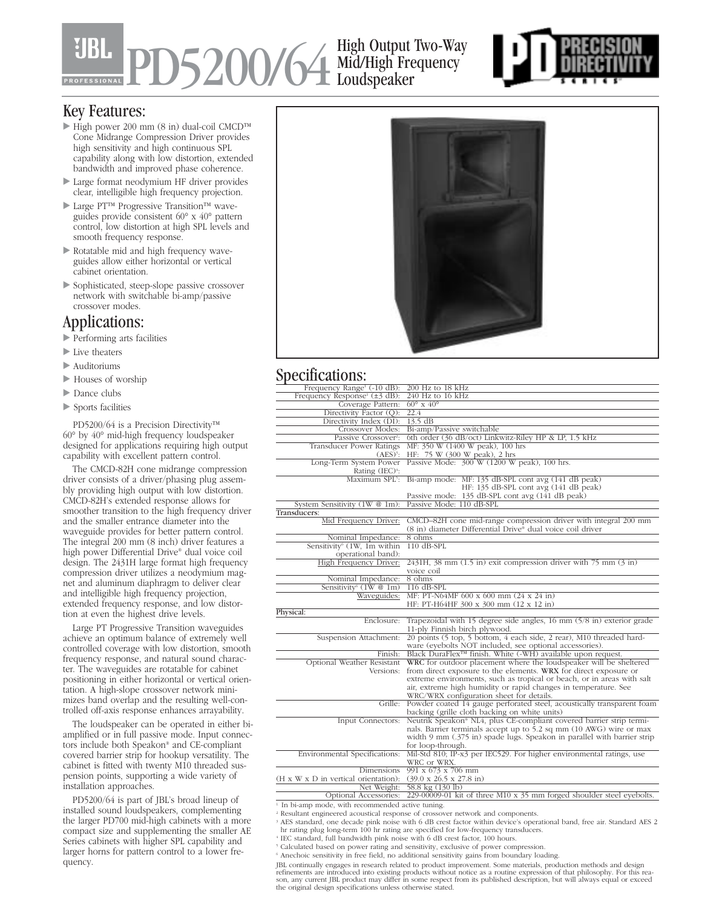# JBL PD5200/64 High Output Two-Way Mid/High Frequency Loudspeaker

## Key Features:

- High power 200 mm (8 in) dual-coil CMCD™ Cone Midrange Compression Driver provides high sensitivity and high continuous SPL capability along with low distortion, extended bandwidth and improved phase coherence.
- Large format neodymium HF driver provides clear, intelligible high frequency projection.
- Large PT™ Progressive Transition™ waveguides provide consistent 60° x 40° pattern control, low distortion at high SPL levels and smooth frequency response.
- Rotatable mid and high frequency waveguides allow either horizontal or vertical cabinet orientation.
- Sophisticated, steep-slope passive crossover network with switchable bi-amp/passive crossover modes.

## Applications:

- Performing arts facilities
- Live theaters
- Auditoriums
- Houses of worship
- Dance clubs
- Sports facilities

PD5200/64 is a Precision Directivity™ 60° by 40° mid-high frequency loudspeaker designed for applications requiring high output capability with excellent pattern control.

The CMCD-82H cone midrange compression driver consists of a driver/phasing plug assembly providing high output with low distortion. CMCD-82H's extended response allows for smoother transition to the high frequency driver and the smaller entrance diameter into the waveguide provides for better pattern control. The integral 200 mm (8 inch) driver features a high power Differential Drive® dual voice coil design. The 2431H large format high frequency compression driver utilizes a neodymium magnet and aluminum diaphragm to deliver clear and intelligible high frequency projection, extended frequency response, and low distortion at even the highest drive levels.

Large PT Progressive Transition waveguides achieve an optimum balance of extremely well controlled coverage with low distortion, smooth frequency response, and natural sound character. The waveguides are rotatable for cabinet positioning in either horizontal or vertical orientation. A high-slope crossover network minimizes band overlap and the resulting well-controlled off-axis response enhances arrayability.

The loudspeaker can be operated in either bi-amplified or in full passive mode. Input connectors include both Speakon® and CE-compliant covered barrier strip for hookup versatility. The cabinet is fitted with twenty M10 threaded suspension points, supporting a wide variety of installation approaches.

PD5200/64 is part of JBL's broad lineup of installed sound loudspeakers, complementing the larger PD700 mid-high cabinets with a more compact size and supplementing the smaller AE Series cabinets with higher SPL capability and larger horns for pattern control to a lower frequency.

## Specifications:

| | |
|---|---|
| Frequency Range[1] (-10 dB): | 200 Hz to 18 kHz |
| Frequency Response[1] (±3 dB): | 240 Hz to 16 kHz |
| Coverage Pattern: | 60° x 40° |
| Directivity Factor (Q): | 22.4 |
| Directivity Index (DI): | 13.5 dB |
| Crossover Modes: | Bi-amp/Passive switchable |
| Passive Crossover[2]: | 6th order (36 dB/oct) Linkwitz-Riley HP & LP, 1.5 kHz |
| Transducer Power Ratings (AES)[3]: | MF: 350 W (1400 W peak), 100 hrs<br>HF: 75 W (300 W peak), 2 hrs |
| Long-Term System Power Rating (IEC)[4]: | Passive Mode: 300 W (1200 W peak), 100 hrs. |
| Maximum SPL[5]: | Bi-amp mode: MF: 135 dB-SPL cont avg (141 dB peak)<br>HF: 135 dB-SPL cont avg (141 dB peak)<br>Passive mode: 135 dB-SPL cont avg (141 dB peak) |
| System Sensitivity (1W @ 1m): | Passive Mode: 110 dB-SPL |
| **Transducers:** | |
| Mid Frequency Driver: | CMCD–82H cone mid-range compression driver with integral 200 mm (8 in) diameter Differential Drive® dual voice coil driver |
| Nominal Impedance: | 8 ohms |
| Sensitivity[6] (1W, 1m within operational band): | 110 dB-SPL |
| High Frequency Driver: | 2431H, 38 mm (1.5 in) exit compression driver with 75 mm (3 in) voice coil |
| Nominal Impedance: | 8 ohms |
| Sensitivity[6] (1W @ 1m) | 116 dB-SPL |
| Waveguides: | MF: PT-N64MF 600 x 600 mm (24 x 24 in)<br>HF: PT-H64HF 300 x 300 mm (12 x 12 in) |
| **Physical:** | |
| Enclosure: | Trapezoidal with 15 degree side angles, 16 mm (5/8 in) exterior grade 11-ply Finnish birch plywood. |
| Suspension Attachment: | 20 points (5 top, 5 bottom, 4 each side, 2 rear), M10 threaded hardware (eyebolts NOT included, see optional accessories). |
| Finish: | Black DuraFlex™ finish. White (-WH) available upon request. |
| Optional Weather Resistant Versions: | **WRC** for outdoor placement where the loudspeaker will be sheltered from direct exposure to the elements. **WRX** for direct exposure or extreme environments, such as tropical or beach, or in areas with salt air, extreme high humidity or rapid changes in temperature. See WRC/WRX configuration sheet for details. |
| Grille: | Powder coated 14 gauge perforated steel, acoustically transparent foam backing (grille cloth backing on white units) |
| Input Connectors: | Neutrik Speakon® NL4, plus CE-compliant covered barrier strip terminals. Barrier terminals accept up to 5.2 sq mm (10 AWG) wire or max width 9 mm (.375 in) spade lugs. Speakon in parallel with barrier strip for loop-through. |
| Environmental Specifications: | Mil-Std 810; IP-x3 per IEC529. For higher environmental ratings, use WRC or WRX. |
| Dimensions (H x W x D in vertical orientation): | 991 x 673 x 706 mm<br>(39.0 x 26.5 x 27.8 in) |
| Net Weight: | 58.8 kg (130 lb) |
| Optional Accessories: | 229-00009-01 kit of three M10 x 35 mm forged shoulder steel eyebolts. |

[1] In bi-amp mode, with recommended active tuning.
[2] Resultant engineered acoustical response of crossover network and components.
[3] AES standard, one decade pink noise with 6 dB crest factor within device's operational band, free air. Standard AES 2 hr rating plug long-term 100 hr rating are specified for low-frequency transducers.
[4] IEC standard, full bandwidth pink noise with 6 dB crest factor, 100 hours.
[5] Calculated based on power rating and sensitivity, exclusive of power compression.
[6] Anechoic sensitivity in free field, no additional sensitivity gains from boundary loading.

JBL continually engages in research related to product improvement. Some materials, production methods and design refinements are introduced into existing products without notice as a routine expression of that philosophy. For this reason, any current JBL product may differ in some respect from its published description, but will always equal or exceed the original design specifications unless otherwise stated.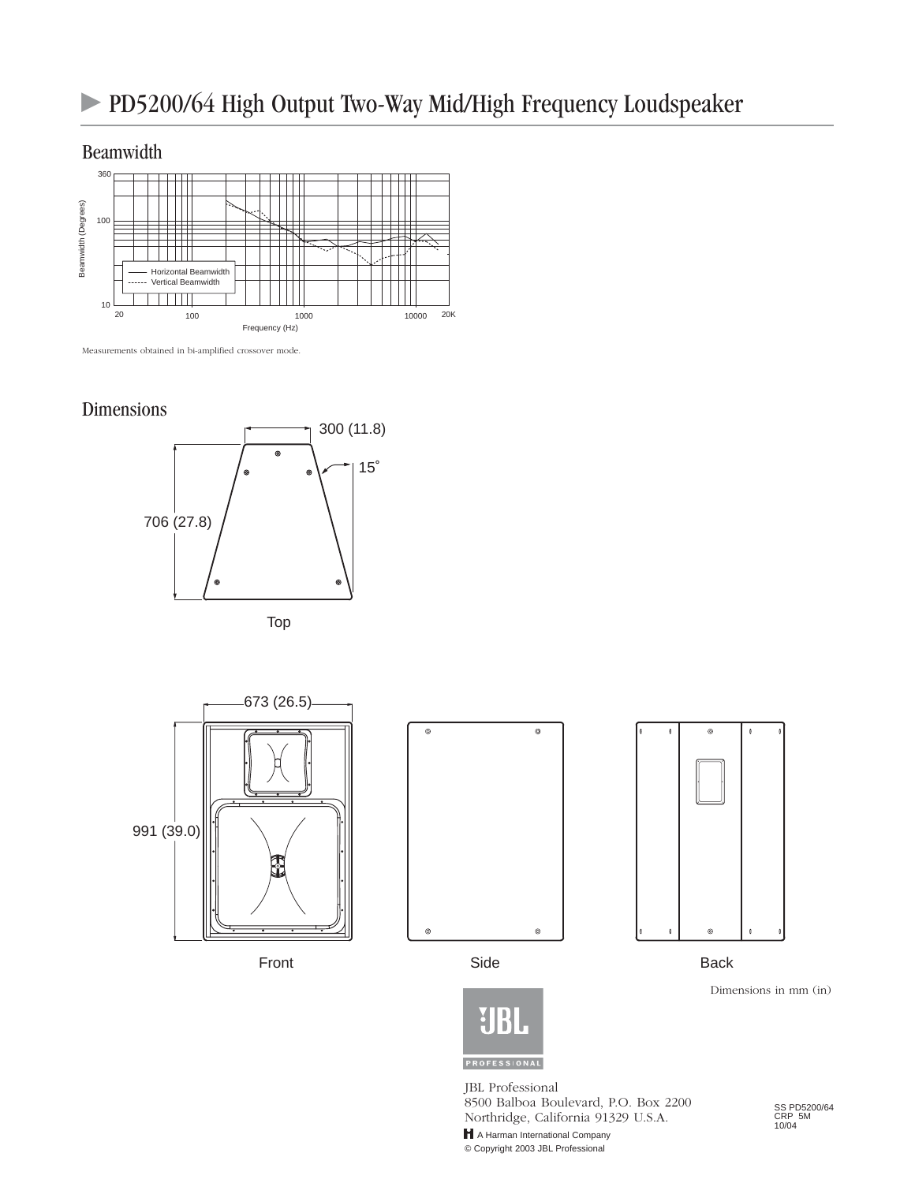# PD5200/64 High Output Two-Way Mid/High Frequency Loudspeaker

## Beamwidth

360

100

10

Beamwidth (Degrees)

20 100 1000 10000 20K

Frequency (Hz)

Horizontal Beamwidth

Vertical Beamwidth

Measurements obtained in bi-amplified crossover mode.

## Dimensions

300 (11.8)

15°

706 (27.8)

Top

673 (26.5)

991 (39.0)

Front

Side

Back

Dimensions in mm (in)

JBL PROFESSIONAL

JBL Professional
8500 Balboa Boulevard, P.O. Box 2200
Northridge, California 91329 U.S.A.

A Harman International Company

© Copyright 2003 JBL Professional

SS PD5200/64
CRP 5M
10/04